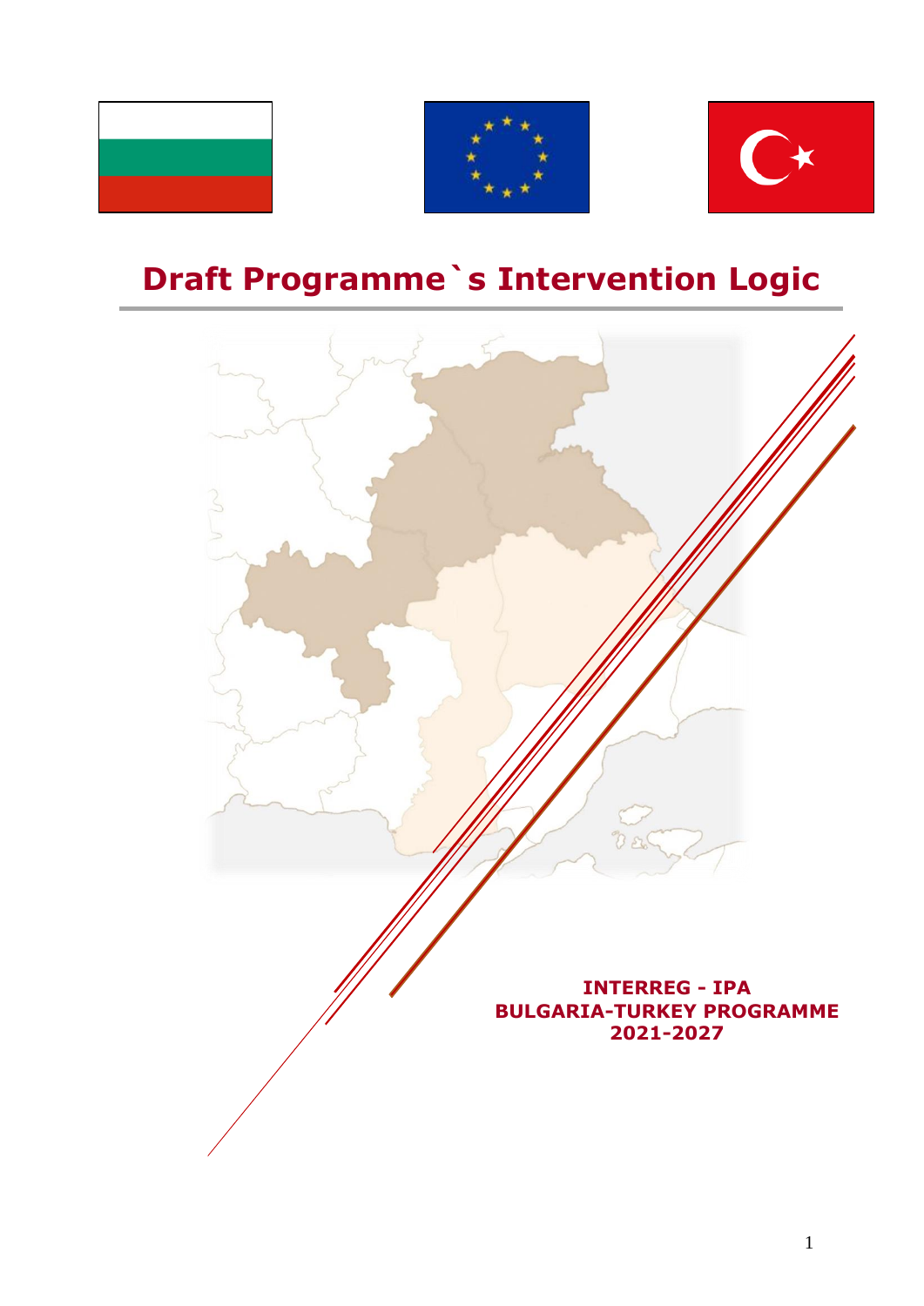# Draft Programme`s Intervention Logic

**INTERREG - IPA**
**BULGARIA-TURKEY PROGRAMME**
**2021-2027**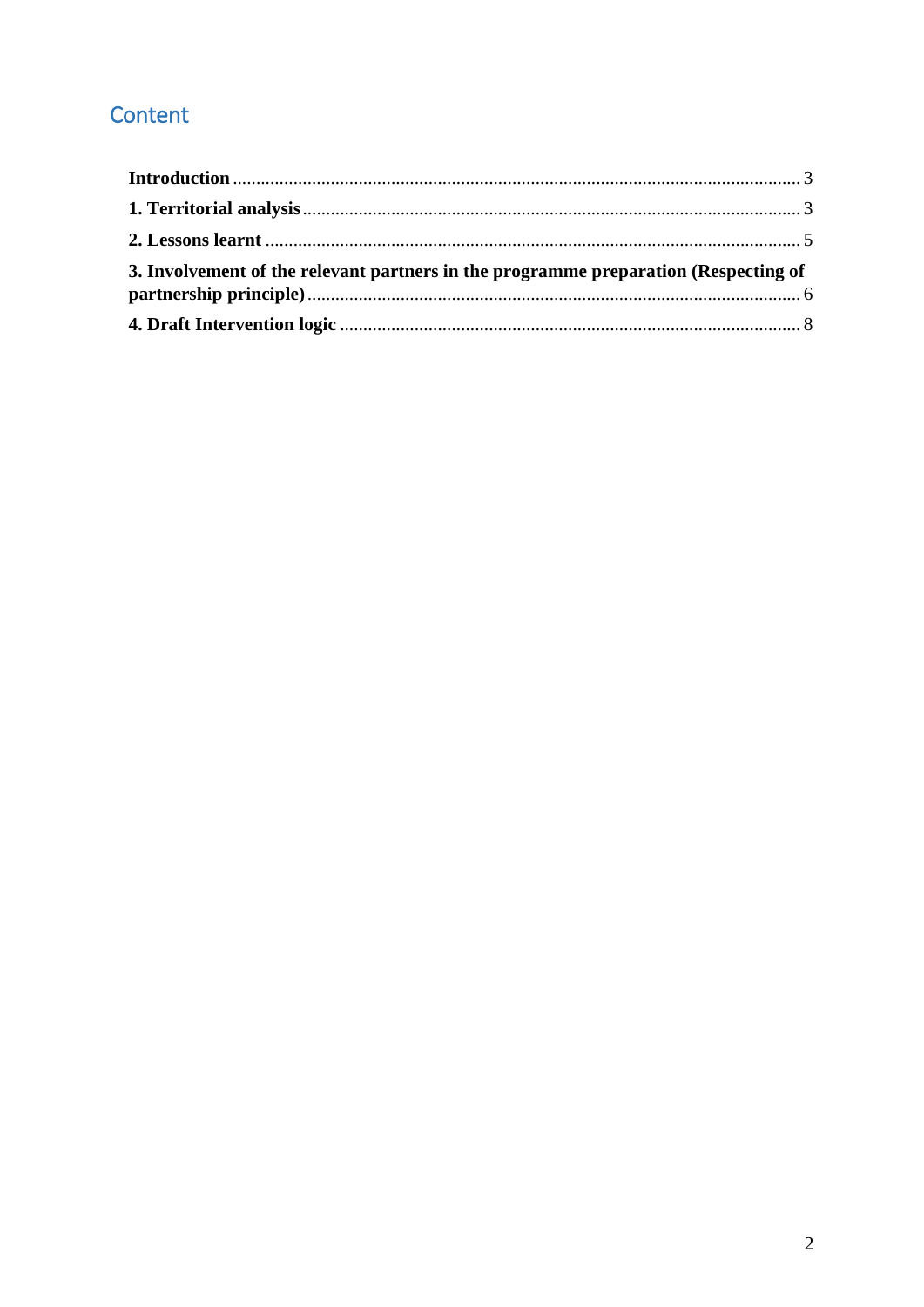# Content

**Introduction** ..... 3

**1. Territorial analysis** ..... 3

**2. Lessons learnt** ..... 5

**3. Involvement of the relevant partners in the programme preparation (Respecting of partnership principle)** ..... 6

**4. Draft Intervention logic** ..... 8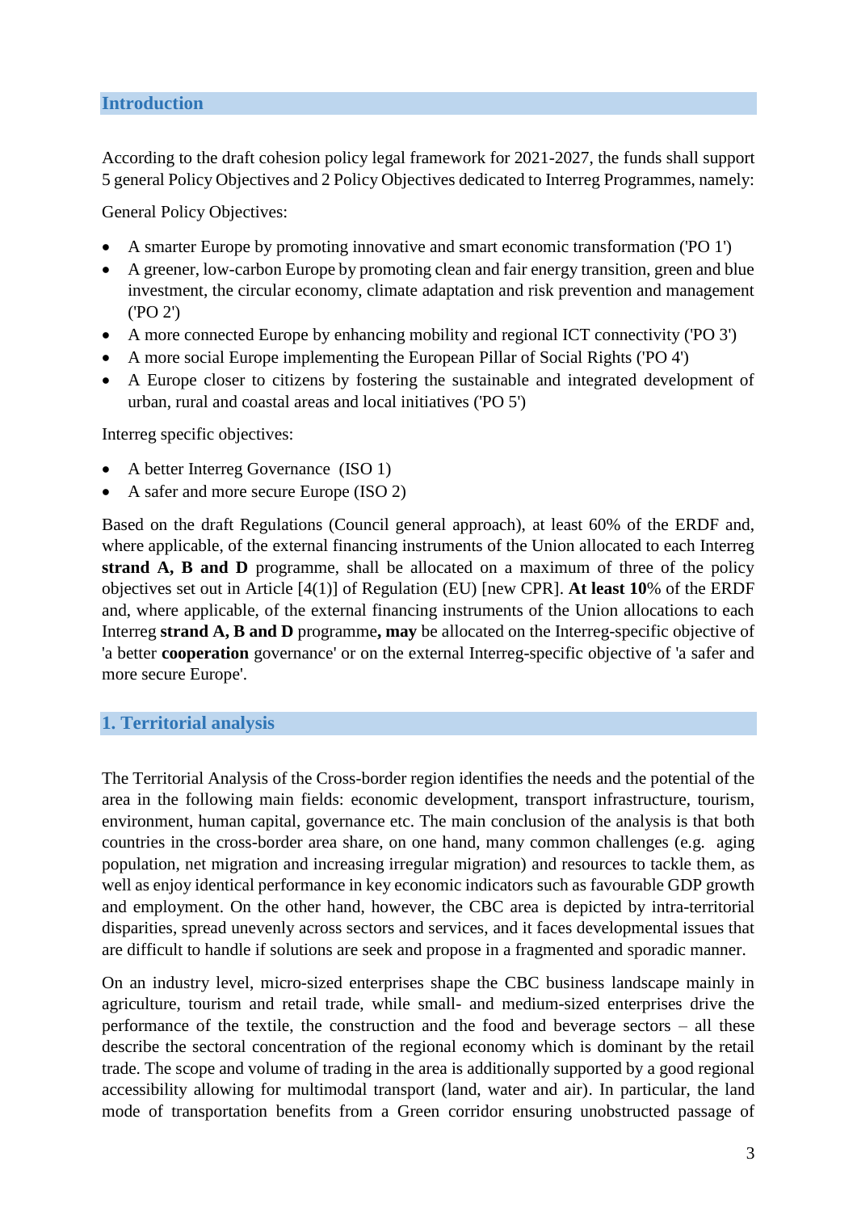## Introduction

According to the draft cohesion policy legal framework for 2021-2027, the funds shall support 5 general Policy Objectives and 2 Policy Objectives dedicated to Interreg Programmes, namely:

General Policy Objectives:

- A smarter Europe by promoting innovative and smart economic transformation ('PO 1')
- A greener, low-carbon Europe by promoting clean and fair energy transition, green and blue investment, the circular economy, climate adaptation and risk prevention and management ('PO 2')
- A more connected Europe by enhancing mobility and regional ICT connectivity ('PO 3')
- A more social Europe implementing the European Pillar of Social Rights ('PO 4')
- A Europe closer to citizens by fostering the sustainable and integrated development of urban, rural and coastal areas and local initiatives ('PO 5')

Interreg specific objectives:

- A better Interreg Governance (ISO 1)
- A safer and more secure Europe (ISO 2)

Based on the draft Regulations (Council general approach), at least 60% of the ERDF and, where applicable, of the external financing instruments of the Union allocated to each Interreg **strand A, B and D** programme, shall be allocated on a maximum of three of the policy objectives set out in Article [4(1)] of Regulation (EU) [new CPR]. **At least 10**% of the ERDF and, where applicable, of the external financing instruments of the Union allocations to each Interreg **strand A, B and D** programme**, may** be allocated on the Interreg-specific objective of 'a better **cooperation** governance' or on the external Interreg-specific objective of 'a safer and more secure Europe'.

## 1. Territorial analysis

The Territorial Analysis of the Cross-border region identifies the needs and the potential of the area in the following main fields: economic development, transport infrastructure, tourism, environment, human capital, governance etc. The main conclusion of the analysis is that both countries in the cross-border area share, on one hand, many common challenges (e.g. aging population, net migration and increasing irregular migration) and resources to tackle them, as well as enjoy identical performance in key economic indicators such as favourable GDP growth and employment. On the other hand, however, the CBC area is depicted by intra-territorial disparities, spread unevenly across sectors and services, and it faces developmental issues that are difficult to handle if solutions are seek and propose in a fragmented and sporadic manner.

On an industry level, micro-sized enterprises shape the CBC business landscape mainly in agriculture, tourism and retail trade, while small- and medium-sized enterprises drive the performance of the textile, the construction and the food and beverage sectors – all these describe the sectoral concentration of the regional economy which is dominant by the retail trade. The scope and volume of trading in the area is additionally supported by a good regional accessibility allowing for multimodal transport (land, water and air). In particular, the land mode of transportation benefits from a Green corridor ensuring unobstructed passage of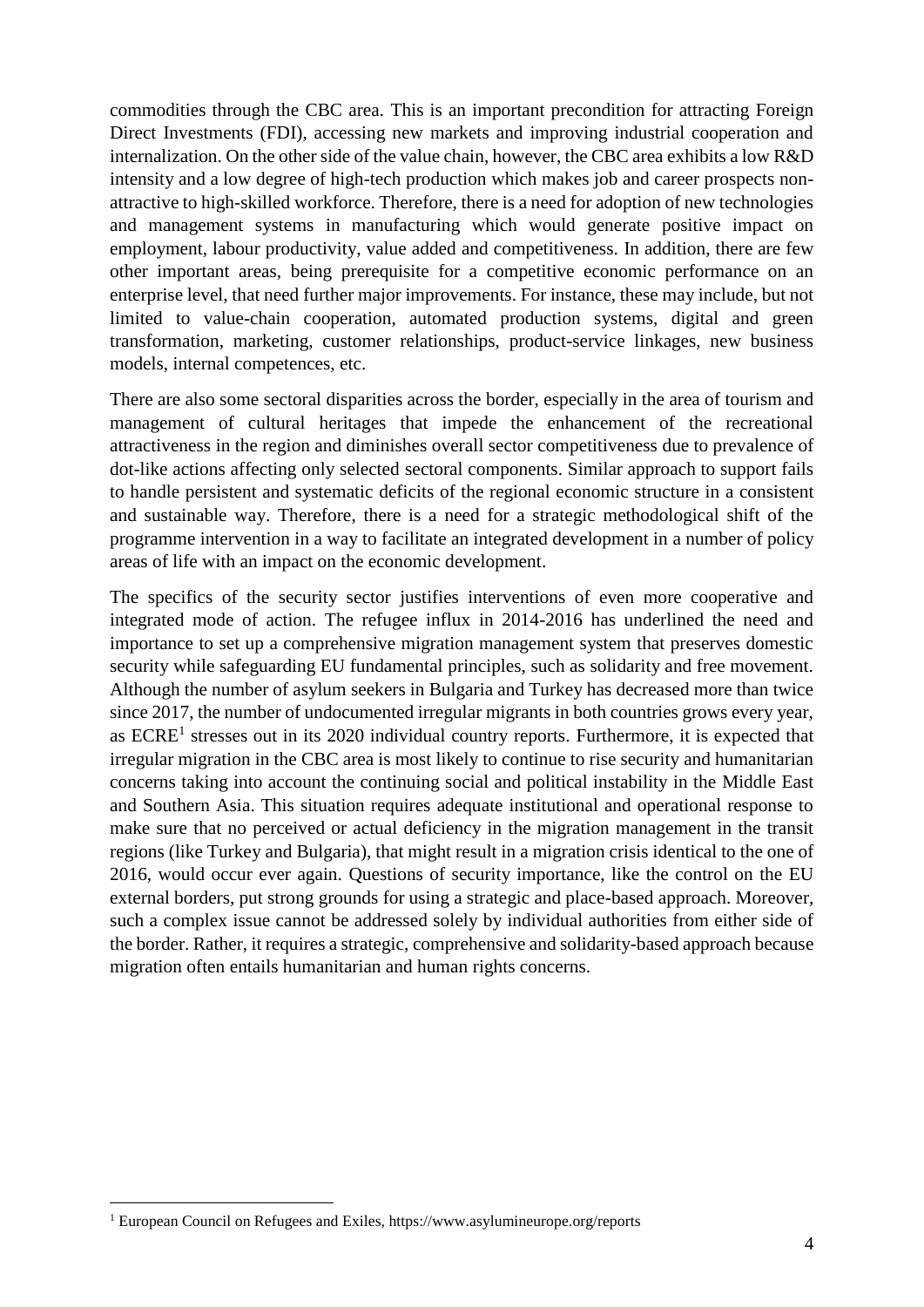commodities through the CBC area. This is an important precondition for attracting Foreign Direct Investments (FDI), accessing new markets and improving industrial cooperation and internalization. On the other side of the value chain, however, the CBC area exhibits a low R&D intensity and a low degree of high-tech production which makes job and career prospects non-attractive to high-skilled workforce. Therefore, there is a need for adoption of new technologies and management systems in manufacturing which would generate positive impact on employment, labour productivity, value added and competitiveness. In addition, there are few other important areas, being prerequisite for a competitive economic performance on an enterprise level, that need further major improvements. For instance, these may include, but not limited to value-chain cooperation, automated production systems, digital and green transformation, marketing, customer relationships, product-service linkages, new business models, internal competences, etc.

There are also some sectoral disparities across the border, especially in the area of tourism and management of cultural heritages that impede the enhancement of the recreational attractiveness in the region and diminishes overall sector competitiveness due to prevalence of dot-like actions affecting only selected sectoral components. Similar approach to support fails to handle persistent and systematic deficits of the regional economic structure in a consistent and sustainable way. Therefore, there is a need for a strategic methodological shift of the programme intervention in a way to facilitate an integrated development in a number of policy areas of life with an impact on the economic development.

The specifics of the security sector justifies interventions of even more cooperative and integrated mode of action. The refugee influx in 2014-2016 has underlined the need and importance to set up a comprehensive migration management system that preserves domestic security while safeguarding EU fundamental principles, such as solidarity and free movement. Although the number of asylum seekers in Bulgaria and Turkey has decreased more than twice since 2017, the number of undocumented irregular migrants in both countries grows every year, as ECRE[1] stresses out in its 2020 individual country reports. Furthermore, it is expected that irregular migration in the CBC area is most likely to continue to rise security and humanitarian concerns taking into account the continuing social and political instability in the Middle East and Southern Asia. This situation requires adequate institutional and operational response to make sure that no perceived or actual deficiency in the migration management in the transit regions (like Turkey and Bulgaria), that might result in a migration crisis identical to the one of 2016, would occur ever again. Questions of security importance, like the control on the EU external borders, put strong grounds for using a strategic and place-based approach. Moreover, such a complex issue cannot be addressed solely by individual authorities from either side of the border. Rather, it requires a strategic, comprehensive and solidarity-based approach because migration often entails humanitarian and human rights concerns.

[1] European Council on Refugees and Exiles, https://www.asylumineurope.org/reports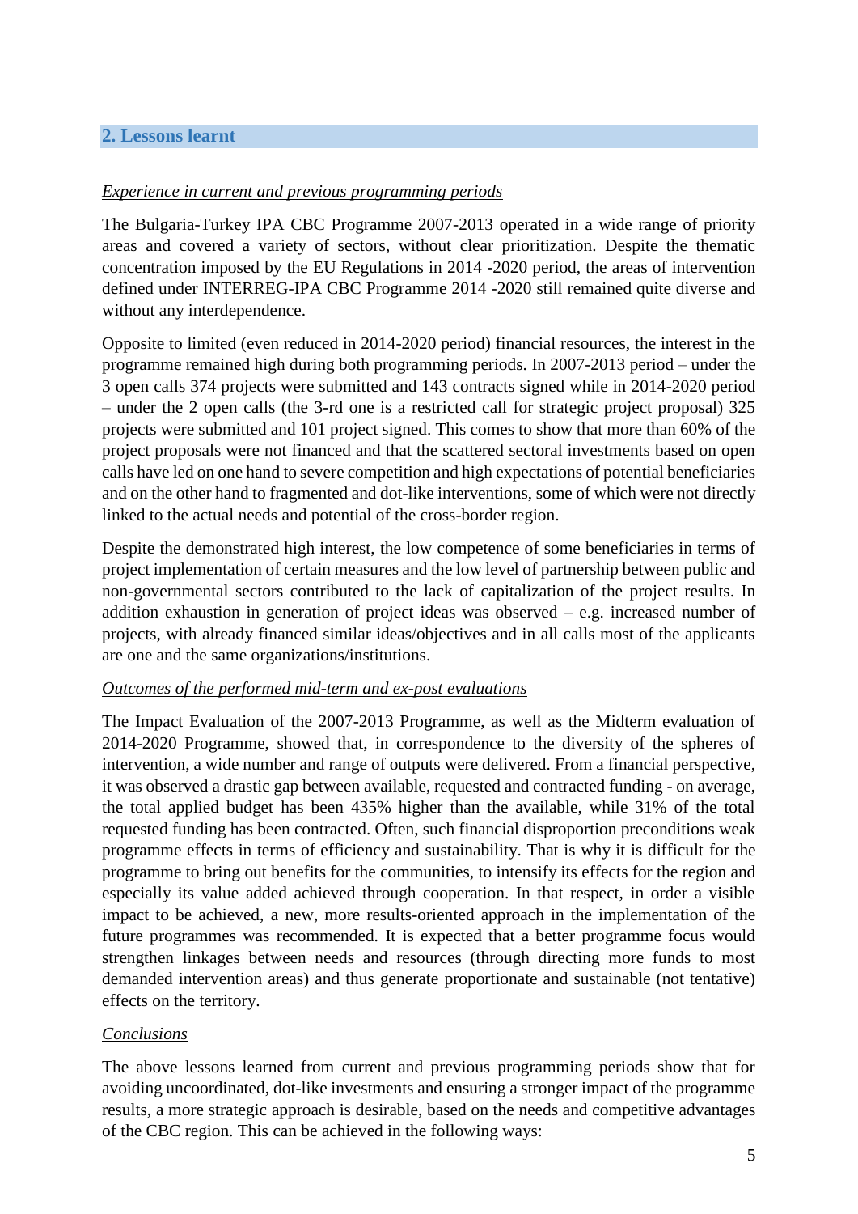## 2. Lessons learnt

*Experience in current and previous programming periods*

The Bulgaria-Turkey IPA CBC Programme 2007-2013 operated in a wide range of priority areas and covered a variety of sectors, without clear prioritization. Despite the thematic concentration imposed by the EU Regulations in 2014 -2020 period, the areas of intervention defined under INTERREG-IPA CBC Programme 2014 -2020 still remained quite diverse and without any interdependence.

Opposite to limited (even reduced in 2014-2020 period) financial resources, the interest in the programme remained high during both programming periods. In 2007-2013 period – under the 3 open calls 374 projects were submitted and 143 contracts signed while in 2014-2020 period – under the 2 open calls (the 3-rd one is a restricted call for strategic project proposal) 325 projects were submitted and 101 project signed. This comes to show that more than 60% of the project proposals were not financed and that the scattered sectoral investments based on open calls have led on one hand to severe competition and high expectations of potential beneficiaries and on the other hand to fragmented and dot-like interventions, some of which were not directly linked to the actual needs and potential of the cross-border region.

Despite the demonstrated high interest, the low competence of some beneficiaries in terms of project implementation of certain measures and the low level of partnership between public and non-governmental sectors contributed to the lack of capitalization of the project results. In addition exhaustion in generation of project ideas was observed – e.g. increased number of projects, with already financed similar ideas/objectives and in all calls most of the applicants are one and the same organizations/institutions.

*Outcomes of the performed mid-term and ex-post evaluations*

The Impact Evaluation of the 2007-2013 Programme, as well as the Midterm evaluation of 2014-2020 Programme, showed that, in correspondence to the diversity of the spheres of intervention, a wide number and range of outputs were delivered. From a financial perspective, it was observed a drastic gap between available, requested and contracted funding - on average, the total applied budget has been 435% higher than the available, while 31% of the total requested funding has been contracted. Often, such financial disproportion preconditions weak programme effects in terms of efficiency and sustainability. That is why it is difficult for the programme to bring out benefits for the communities, to intensify its effects for the region and especially its value added achieved through cooperation. In that respect, in order a visible impact to be achieved, a new, more results-oriented approach in the implementation of the future programmes was recommended. It is expected that a better programme focus would strengthen linkages between needs and resources (through directing more funds to most demanded intervention areas) and thus generate proportionate and sustainable (not tentative) effects on the territory.

*Conclusions*

The above lessons learned from current and previous programming periods show that for avoiding uncoordinated, dot-like investments and ensuring a stronger impact of the programme results, a more strategic approach is desirable, based on the needs and competitive advantages of the CBC region. This can be achieved in the following ways: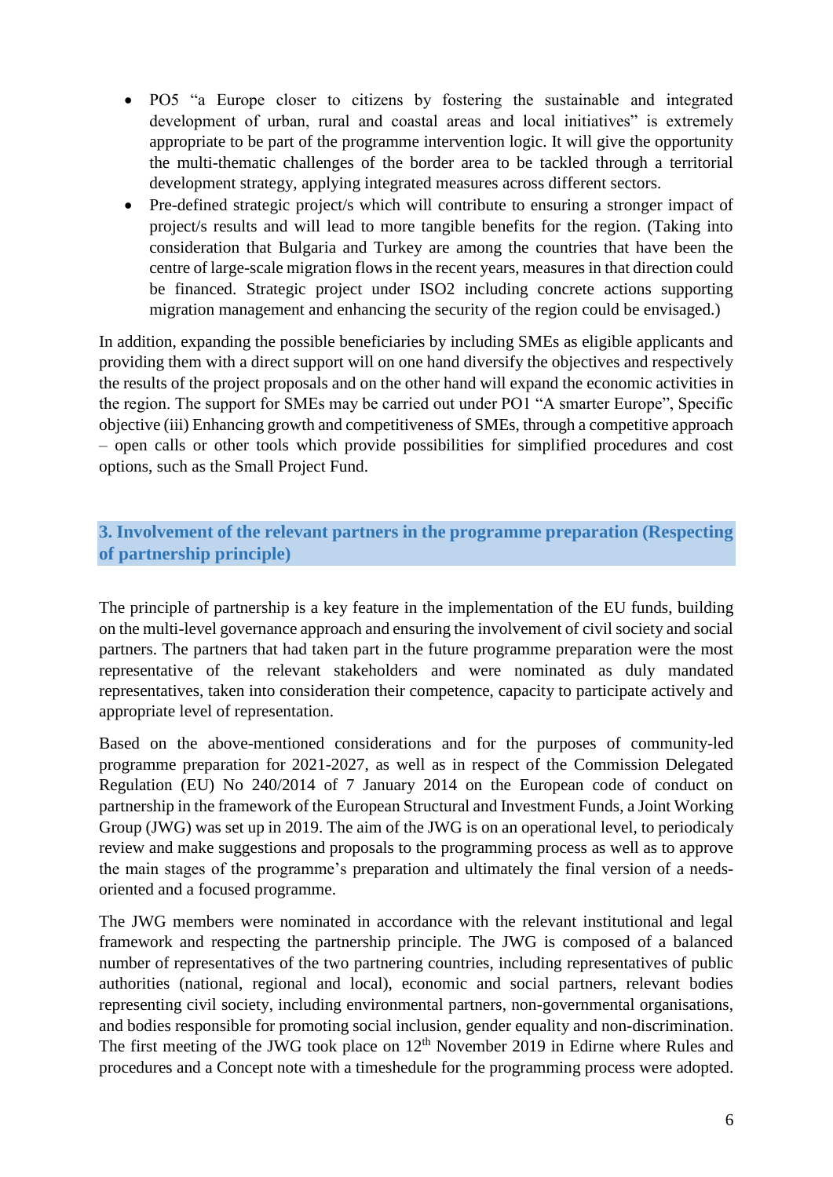- PO5 "a Europe closer to citizens by fostering the sustainable and integrated development of urban, rural and coastal areas and local initiatives" is extremely appropriate to be part of the programme intervention logic. It will give the opportunity the multi-thematic challenges of the border area to be tackled through a territorial development strategy, applying integrated measures across different sectors.
- Pre-defined strategic project/s which will contribute to ensuring a stronger impact of project/s results and will lead to more tangible benefits for the region. (Taking into consideration that Bulgaria and Turkey are among the countries that have been the centre of large-scale migration flows in the recent years, measures in that direction could be financed. Strategic project under ISO2 including concrete actions supporting migration management and enhancing the security of the region could be envisaged.)

In addition, expanding the possible beneficiaries by including SMEs as eligible applicants and providing them with a direct support will on one hand diversify the objectives and respectively the results of the project proposals and on the other hand will expand the economic activities in the region. The support for SMEs may be carried out under PO1 "A smarter Europe", Specific objective (iii) Enhancing growth and competitiveness of SMEs, through a competitive approach – open calls or other tools which provide possibilities for simplified procedures and cost options, such as the Small Project Fund.

## 3. Involvement of the relevant partners in the programme preparation (Respecting of partnership principle)

The principle of partnership is a key feature in the implementation of the EU funds, building on the multi-level governance approach and ensuring the involvement of civil society and social partners. The partners that had taken part in the future programme preparation were the most representative of the relevant stakeholders and were nominated as duly mandated representatives, taken into consideration their competence, capacity to participate actively and appropriate level of representation.

Based on the above-mentioned considerations and for the purposes of community-led programme preparation for 2021-2027, as well as in respect of the Commission Delegated Regulation (EU) No 240/2014 of 7 January 2014 on the European code of conduct on partnership in the framework of the European Structural and Investment Funds, a Joint Working Group (JWG) was set up in 2019. The aim of the JWG is on an operational level, to periodicaly review and make suggestions and proposals to the programming process as well as to approve the main stages of the programme's preparation and ultimately the final version of a needs-oriented and a focused programme.

The JWG members were nominated in accordance with the relevant institutional and legal framework and respecting the partnership principle. The JWG is composed of a balanced number of representatives of the two partnering countries, including representatives of public authorities (national, regional and local), economic and social partners, relevant bodies representing civil society, including environmental partners, non-governmental organisations, and bodies responsible for promoting social inclusion, gender equality and non-discrimination. The first meeting of the JWG took place on 12th November 2019 in Edirne where Rules and procedures and a Concept note with a timeshedule for the programming process were adopted.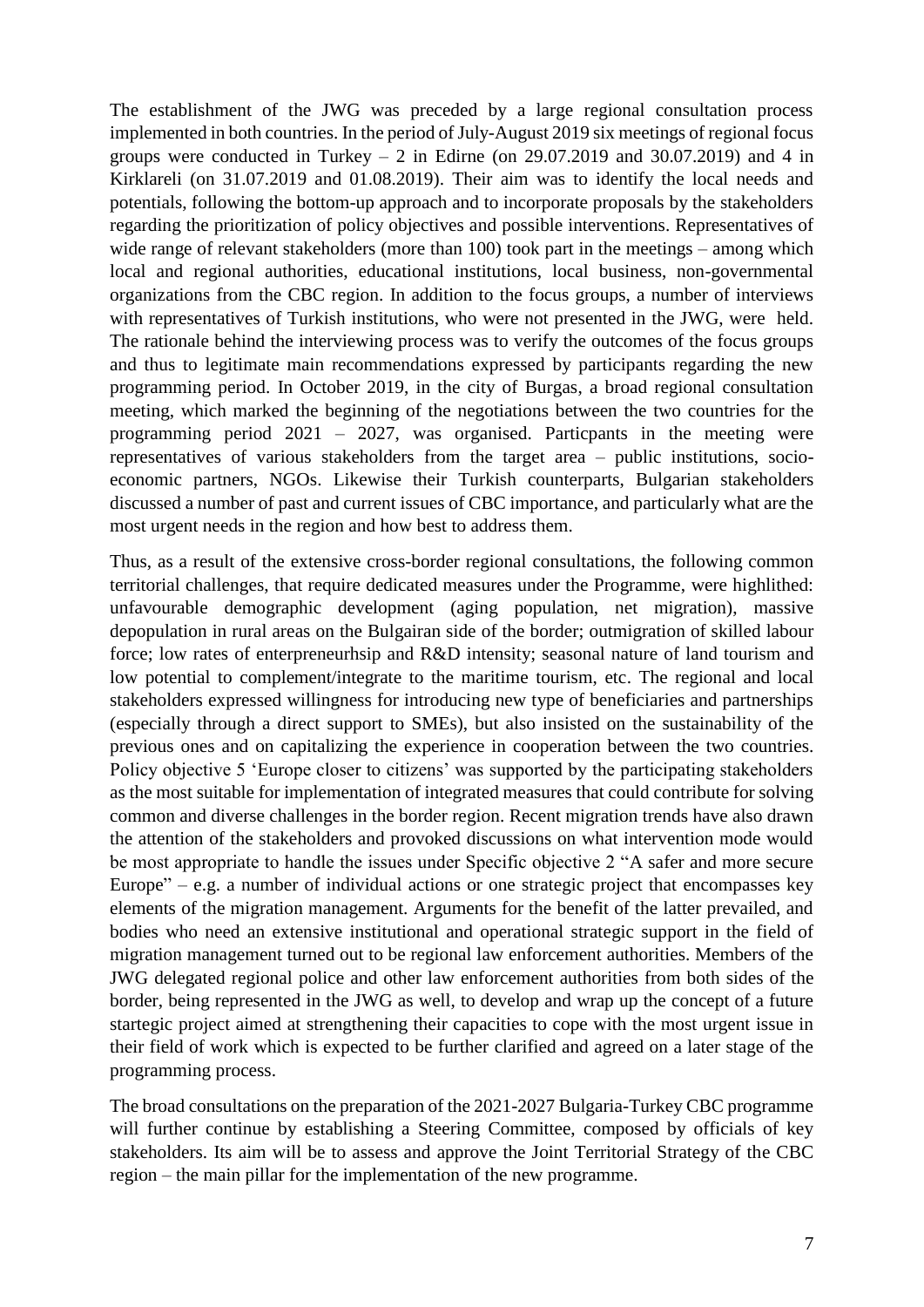The establishment of the JWG was preceded by a large regional consultation process implemented in both countries. In the period of July-August 2019 six meetings of regional focus groups were conducted in Turkey – 2 in Edirne (on 29.07.2019 and 30.07.2019) and 4 in Kirklareli (on 31.07.2019 and 01.08.2019). Their aim was to identify the local needs and potentials, following the bottom-up approach and to incorporate proposals by the stakeholders regarding the prioritization of policy objectives and possible interventions. Representatives of wide range of relevant stakeholders (more than 100) took part in the meetings – among which local and regional authorities, educational institutions, local business, non-governmental organizations from the CBC region. In addition to the focus groups, a number of interviews with representatives of Turkish institutions, who were not presented in the JWG, were held. The rationale behind the interviewing process was to verify the outcomes of the focus groups and thus to legitimate main recommendations expressed by participants regarding the new programming period. In October 2019, in the city of Burgas, a broad regional consultation meeting, which marked the beginning of the negotiations between the two countries for the programming period 2021 – 2027, was organised. Particpants in the meeting were representatives of various stakeholders from the target area – public institutions, socio-economic partners, NGOs. Likewise their Turkish counterparts, Bulgarian stakeholders discussed a number of past and current issues of CBC importance, and particularly what are the most urgent needs in the region and how best to address them.

Thus, as a result of the extensive cross-border regional consultations, the following common territorial challenges, that require dedicated measures under the Programme, were highlithed: unfavourable demographic development (aging population, net migration), massive depopulation in rural areas on the Bulgairan side of the border; outmigration of skilled labour force; low rates of enterpreneurhsip and R&D intensity; seasonal nature of land tourism and low potential to complement/integrate to the maritime tourism, etc. The regional and local stakeholders expressed willingness for introducing new type of beneficiaries and partnerships (especially through a direct support to SMEs), but also insisted on the sustainability of the previous ones and on capitalizing the experience in cooperation between the two countries. Policy objective 5 'Europe closer to citizens' was supported by the participating stakeholders as the most suitable for implementation of integrated measures that could contribute for solving common and diverse challenges in the border region. Recent migration trends have also drawn the attention of the stakeholders and provoked discussions on what intervention mode would be most appropriate to handle the issues under Specific objective 2 "A safer and more secure Europe" – e.g. a number of individual actions or one strategic project that encompasses key elements of the migration management. Arguments for the benefit of the latter prevailed, and bodies who need an extensive institutional and operational strategic support in the field of migration management turned out to be regional law enforcement authorities. Members of the JWG delegated regional police and other law enforcement authorities from both sides of the border, being represented in the JWG as well, to develop and wrap up the concept of a future startegic project aimed at strengthening their capacities to cope with the most urgent issue in their field of work which is expected to be further clarified and agreed on a later stage of the programming process.

The broad consultations on the preparation of the 2021-2027 Bulgaria-Turkey CBC programme will further continue by establishing a Steering Committee, composed by officials of key stakeholders. Its aim will be to assess and approve the Joint Territorial Strategy of the CBC region – the main pillar for the implementation of the new programme.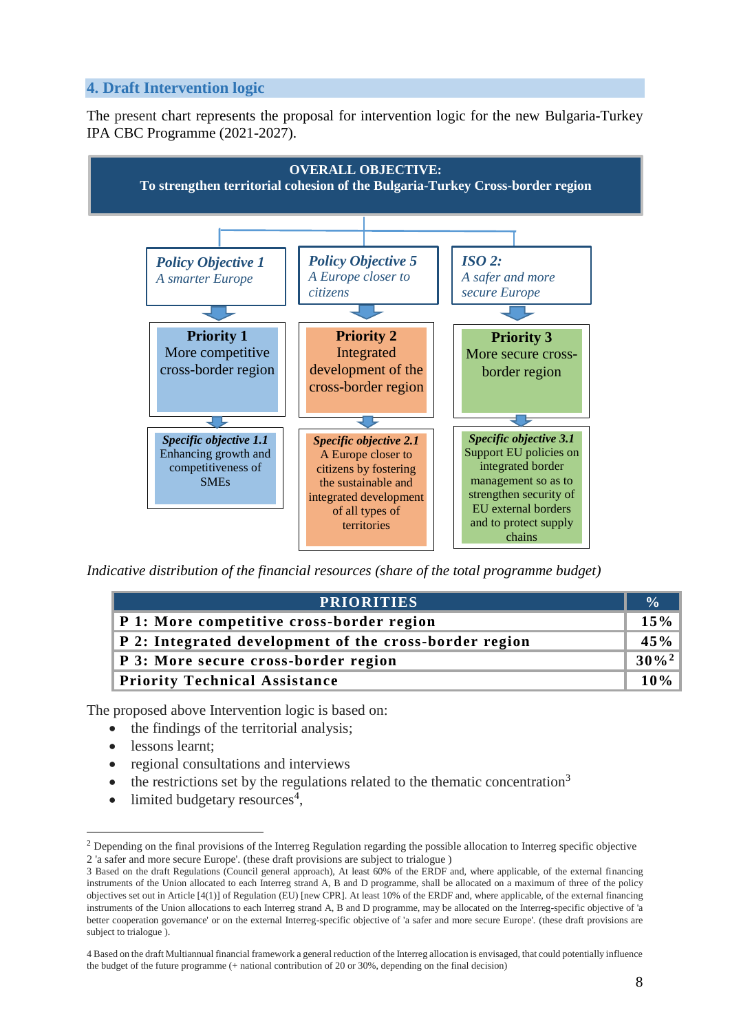## 4. Draft Intervention logic

The present chart represents the proposal for intervention logic for the new Bulgaria-Turkey IPA CBC Programme (2021-2027).

**OVERALL OBJECTIVE:**
**To strengthen territorial cohesion of the Bulgaria-Turkey Cross-border region**

| ***Policy Objective 1*** *A smarter Europe* | ***Policy Objective 5*** *A Europe closer to citizens* | ***ISO 2:*** *A safer and more secure Europe* |
|---|---|---|
| **Priority 1** More competitive cross-border region | **Priority 2** Integrated development of the cross-border region | **Priority 3** More secure cross-border region |
| ***Specific objective 1.1*** Enhancing growth and competitiveness of SMEs | ***Specific objective 2.1*** A Europe closer to citizens by fostering the sustainable and integrated development of all types of territories | ***Specific objective 3.1*** Support EU policies on integrated border management so as to strengthen security of EU external borders and to protect supply chains |

*Indicative distribution of the financial resources (share of the total programme budget)*

| PRIORITIES | % |
|---|---|
| **P 1: More competitive cross-border region** | **15%** |
| **P 2: Integrated development of the cross-border region** | **45%** |
| **P 3: More secure cross-border region** | **30%**[2] |
| **Priority Technical Assistance** | **10%** |

The proposed above Intervention logic is based on:

- the findings of the territorial analysis;
- lessons learnt;
- regional consultations and interviews
- the restrictions set by the regulations related to the thematic concentration[3]
- limited budgetary resources[4],

---

[2] Depending on the final provisions of the Interreg Regulation regarding the possible allocation to Interreg specific objective 2 'a safer and more secure Europe'. (these draft provisions are subject to trialogue )

[3] Based on the draft Regulations (Council general approach), At least 60% of the ERDF and, where applicable, of the external financing instruments of the Union allocated to each Interreg strand A, B and D programme, shall be allocated on a maximum of three of the policy objectives set out in Article [4(1)] of Regulation (EU) [new CPR]. At least 10% of the ERDF and, where applicable, of the external financing instruments of the Union allocations to each Interreg strand A, B and D programme, may be allocated on the Interreg-specific objective of 'a better cooperation governance' or on the external Interreg-specific objective of 'a safer and more secure Europe'. (these draft provisions are subject to trialogue ).

[4] Based on the draft Multiannual financial framework a general reduction of the Interreg allocation is envisaged, that could potentially influence the budget of the future programme (+ national contribution of 20 or 30%, depending on the final decision)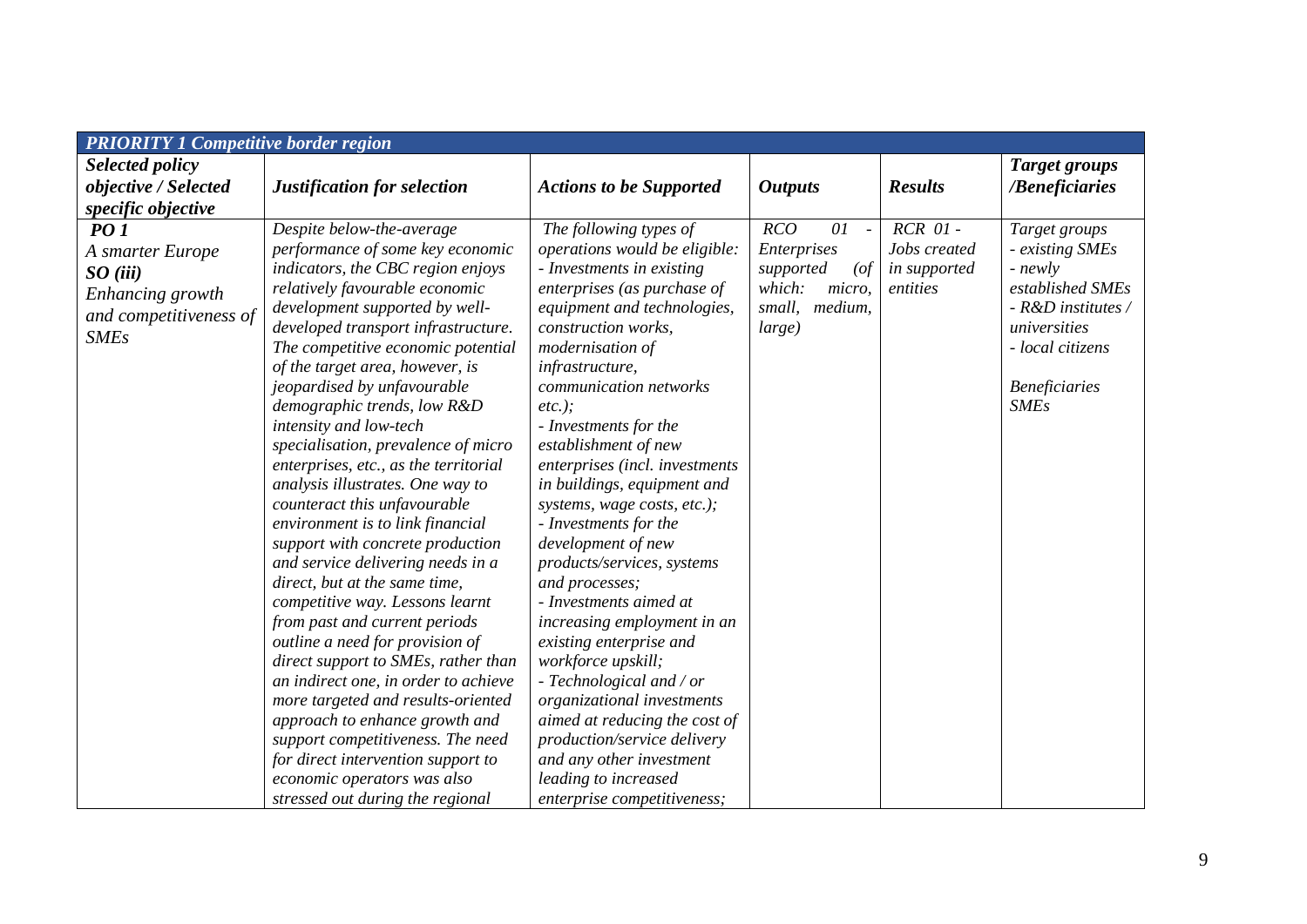| *PRIORITY 1 Competitive border region* | | | | | |
|---|---|---|---|---|---|
| ***Selected policy objective / Selected specific objective*** | ***Justification for selection*** | ***Actions to be Supported*** | ***Outputs*** | ***Results*** | ***Target groups /Beneficiaries*** |
| ***PO 1*** *A smarter Europe* ***SO (iii)*** *Enhancing growth and competitiveness of SMEs* | *Despite below-the-average performance of some key economic indicators, the CBC region enjoys relatively favourable economic development supported by well-developed transport infrastructure. The competitive economic potential of the target area, however, is jeopardised by unfavourable demographic trends, low R&D intensity and low-tech specialisation, prevalence of micro enterprises, etc., as the territorial analysis illustrates. One way to counteract this unfavourable environment is to link financial support with concrete production and service delivering needs in a direct, but at the same time, competitive way. Lessons learnt from past and current periods outline a need for provision of direct support to SMEs, rather than an indirect one, in order to achieve more targeted and results-oriented approach to enhance growth and support competitiveness. The need for direct intervention support to economic operators was also stressed out during the regional* | *The following types of operations would be eligible:* <br> *- Investments in existing enterprises (as purchase of equipment and technologies, construction works, modernisation of infrastructure, communication networks etc.);* <br> *- Investments for the establishment of new enterprises (incl. investments in buildings, equipment and systems, wage costs, etc.);* <br> *- Investments for the development of new products/services, systems and processes;* <br> *- Investments aimed at increasing employment in an existing enterprise and workforce upskill;* <br> *- Technological and / or organizational investments aimed at reducing the cost of production/service delivery and any other investment leading to increased enterprise competitiveness;* | *RCO 01 - Enterprises supported (of which: micro, small, medium, large)* | *RCR 01 - Jobs created in supported entities* | *Target groups* <br> *- existing SMEs* <br> *- newly established SMEs* <br> *- R&D institutes / universities* <br> *- local citizens* <br><br> *Beneficiaries* <br> *SMEs* |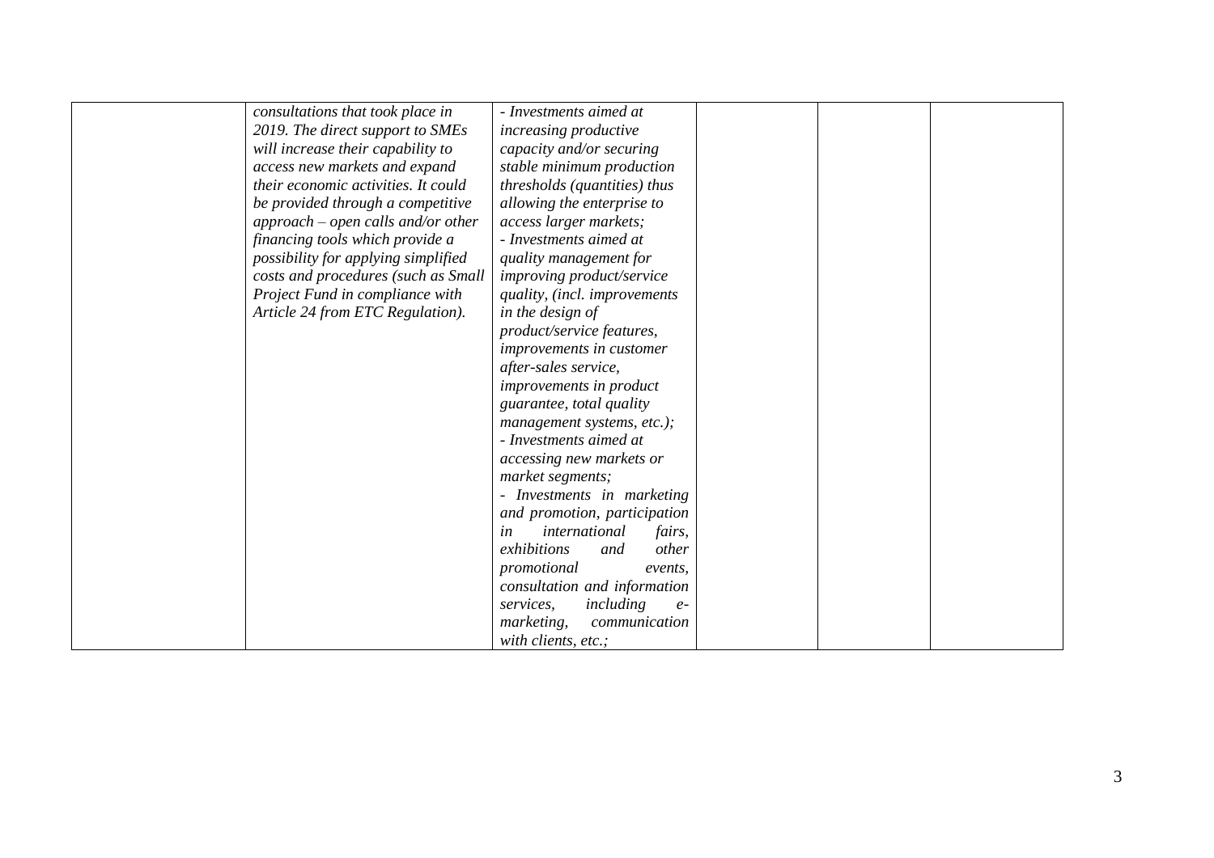|  |  |  |  |  |  |
|---|---|---|---|---|---|
|  | *consultations that took place in 2019. The direct support to SMEs will increase their capability to access new markets and expand their economic activities. It could be provided through a competitive approach – open calls and/or other financing tools which provide a possibility for applying simplified costs and procedures (such as Small Project Fund in compliance with Article 24 from ETC Regulation).* | *- Investments aimed at increasing productive capacity and/or securing stable minimum production thresholds (quantities) thus allowing the enterprise to access larger markets;*<br>*- Investments aimed at quality management for improving product/service quality, (incl. improvements in the design of product/service features, improvements in customer after-sales service, improvements in product guarantee, total quality management systems, etc.);*<br>*- Investments aimed at accessing new markets or market segments;*<br>*- Investments in marketing and promotion, participation in international fairs, exhibitions and other promotional events, consultation and information services, including e-marketing, communication with clients, etc.;* |  |  |  |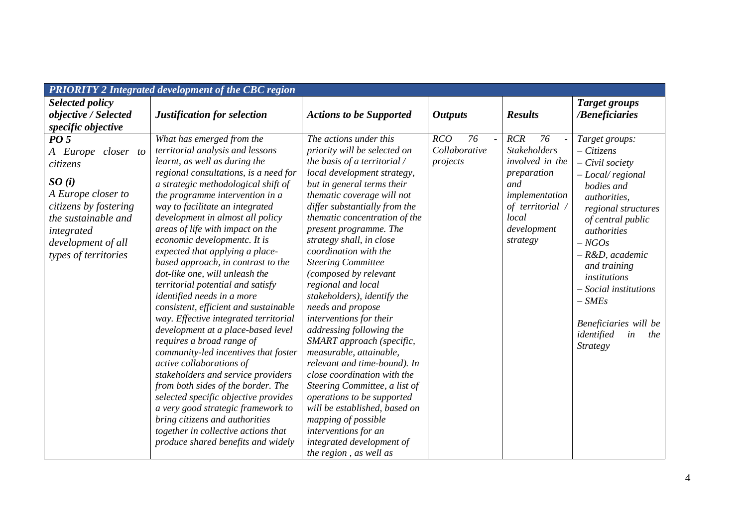| *PRIORITY 2 Integrated development of the CBC region* | | | | | |
|---|---|---|---|---|---|
| ***Selected policy objective / Selected specific objective*** | ***Justification for selection*** | ***Actions to be Supported*** | ***Outputs*** | ***Results*** | ***Target groups /Beneficiaries*** |
| ***PO 5*** *A Europe closer to citizens* ***SO (i)*** *A Europe closer to citizens by fostering the sustainable and integrated development of all types of territories* | *What has emerged from the territorial analysis and lessons learnt, as well as during the regional consultations, is a need for a strategic methodological shift of the programme intervention in a way to facilitate an integrated development in almost all policy areas of life with impact on the economic developmentc. It is expected that applying a place-based approach, in contrast to the dot-like one, will unleash the territorial potential and satisfy identified needs in a more consistent, efficient and sustainable way. Effective integrated territorial development at a place-based level requires a broad range of community-led incentives that foster active collaborations of stakeholders and service providers from both sides of the border. The selected specific objective provides a very good strategic framework to bring citizens and authorities together in collective actions that produce shared benefits and widely* | *The actions under this priority will be selected on the basis of a territorial / local development strategy, but in general terms their thematic coverage will not differ substantially from the thematic concentration of the present programme. The strategy shall, in close coordination with the Steering Committee (composed by relevant regional and local stakeholders), identify the needs and propose interventions for their addressing following the SMART approach (specific, measurable, attainable, relevant and time-bound). In close coordination with the Steering Committee, a list of operations to be supported will be established, based on mapping of possible interventions for an integrated development of the region , as well as* | *RCO 76 - Collaborative projects* | *RCR 76 - Stakeholders involved in the preparation and implementation of territorial / local development strategy* | *Target groups:* *– Citizens* *– Civil society* *– Local/ regional bodies and authorities, regional structures of central public authorities* *– NGOs* *– R&D, academic and training institutions* *– Social institutions* *– SMEs* *Beneficiaries will be identified in the Strategy* |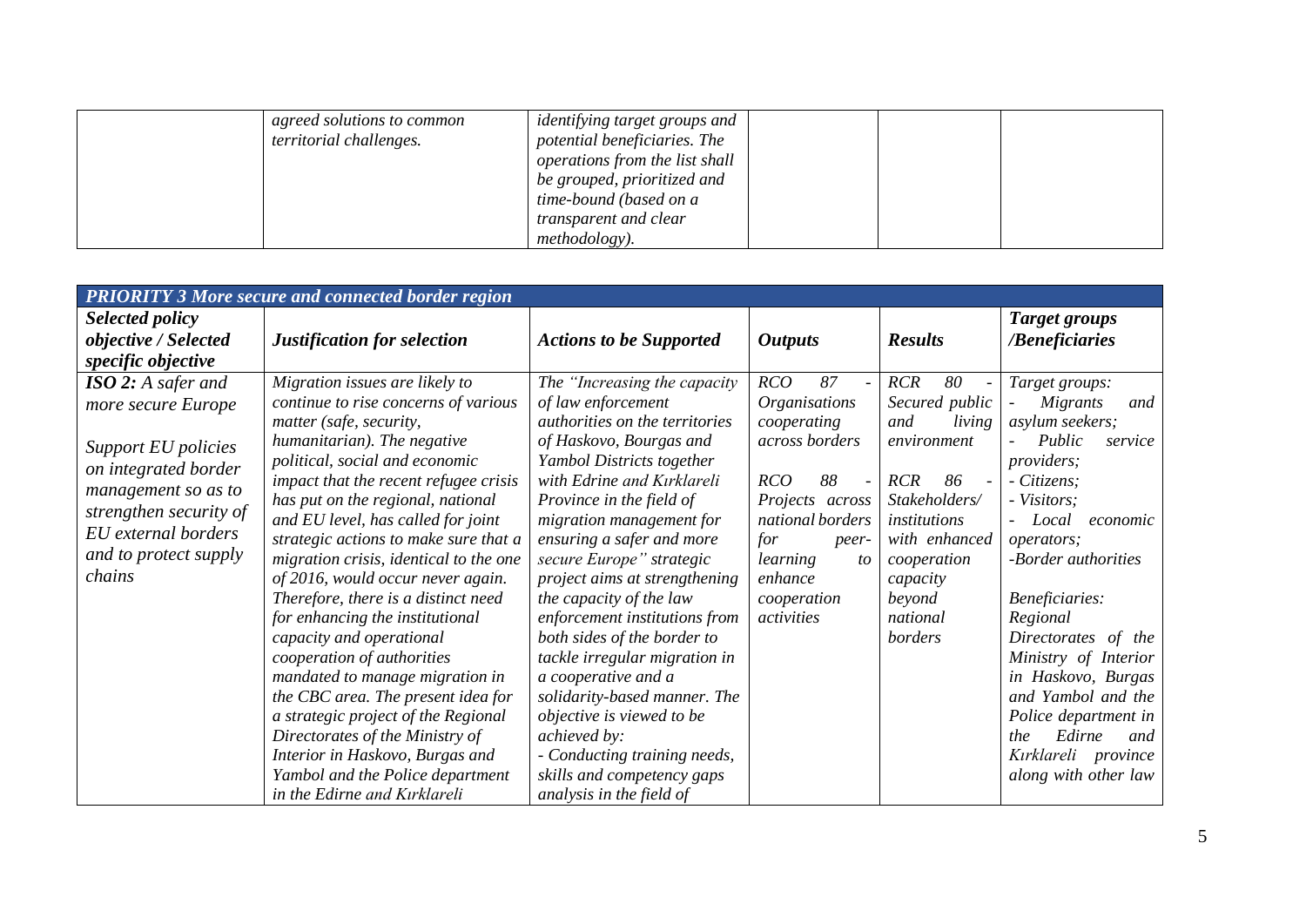|  | agreed solutions to common territorial challenges. | identifying target groups and potential beneficiaries. The operations from the list shall be grouped, prioritized and time-bound (based on a transparent and clear methodology). |  |  |  |
|---|---|---|---|---|---|

| ***PRIORITY 3 More secure and connected border region*** | | | | | |
|---|---|---|---|---|---|
| ***Selected policy objective / Selected specific objective*** | ***Justification for selection*** | ***Actions to be Supported*** | ***Outputs*** | ***Results*** | ***Target groups /Beneficiaries*** |
| ***ISO 2:*** *A safer and more secure Europe*<br><br>*Support EU policies on integrated border management so as to strengthen security of EU external borders and to protect supply chains* | *Migration issues are likely to continue to rise concerns of various matter (safe, security, humanitarian). The negative political, social and economic impact that the recent refugee crisis has put on the regional, national and EU level, has called for joint strategic actions to make sure that a migration crisis, identical to the one of 2016, would occur never again. Therefore, there is a distinct need for enhancing the institutional capacity and operational cooperation of authorities mandated to manage migration in the CBC area. The present idea for a strategic project of the Regional Directorates of the Ministry of Interior in Haskovo, Burgas and Yambol and the Police department in the Edirne and Kırklareli* | *The "Increasing the capacity of law enforcement authorities on the territories of Haskovo, Bourgas and Yambol Districts together with Edrine and Kırklareli Province in the field of migration management for ensuring a safer and more secure Europe" strategic project aims at strengthening the capacity of the law enforcement institutions from both sides of the border to tackle irregular migration in a cooperative and a solidarity-based manner. The objective is viewed to be achieved by:*<br>*- Conducting training needs, skills and competency gaps analysis in the field of* | *RCO 87 - Organisations cooperating across borders*<br><br>*RCO 88 - Projects across national borders for peer-learning to enhance cooperation activities* | *RCR 80 - Secured public and living environment*<br><br>*RCR 86 - Stakeholders/ institutions with enhanced cooperation capacity beyond national borders* | *Target groups:*<br>*- Migrants and asylum seekers;*<br>*- Public service providers;*<br>*- Citizens;*<br>*- Visitors;*<br>*- Local economic operators;*<br>*-Border authorities*<br><br>*Beneficiaries: Regional Directorates of the Ministry of Interior in Haskovo, Burgas and Yambol and the Police department in the Edirne and Kırklareli province along with other law* |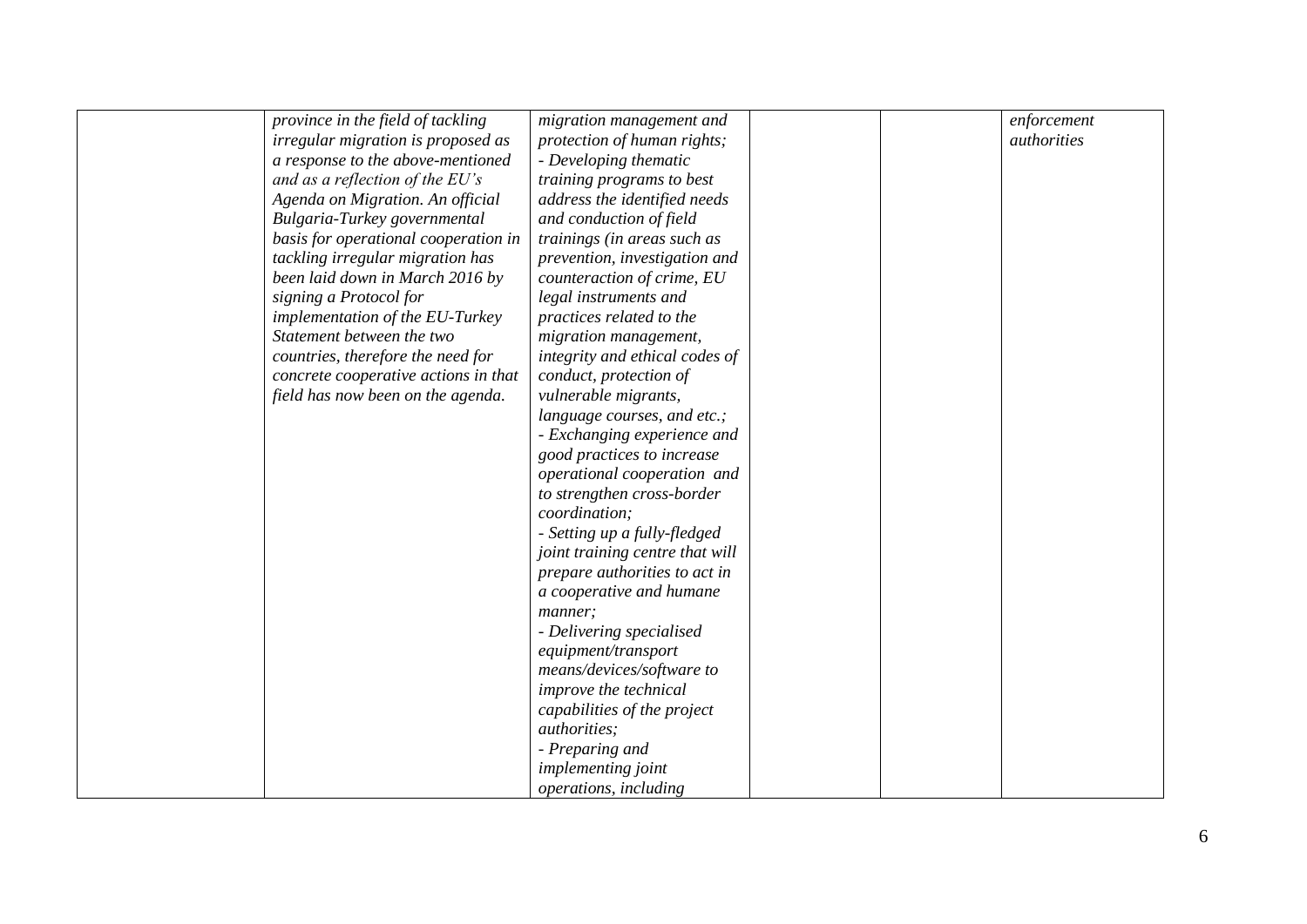| | | | | | |
|---|---|---|---|---|---|
| | *province in the field of tackling irregular migration is proposed as a response to the above-mentioned and as a reflection of the EU's Agenda on Migration. An official Bulgaria-Turkey governmental basis for operational cooperation in tackling irregular migration has been laid down in March 2016 by signing a Protocol for implementation of the EU-Turkey Statement between the two countries, therefore the need for concrete cooperative actions in that field has now been on the agenda.* | *migration management and protection of human rights;*<br>*- Developing thematic training programs to best address the identified needs and conduction of field trainings (in areas such as prevention, investigation and counteraction of crime, EU legal instruments and practices related to the migration management, integrity and ethical codes of conduct, protection of vulnerable migrants, language courses, and etc.;*<br>*- Exchanging experience and good practices to increase operational cooperation and to strengthen cross-border coordination;*<br>*- Setting up a fully-fledged joint training centre that will prepare authorities to act in a cooperative and humane manner;*<br>*- Delivering specialised equipment/transport means/devices/software to improve the technical capabilities of the project authorities;*<br>*- Preparing and implementing joint operations, including* | | | *enforcement authorities* |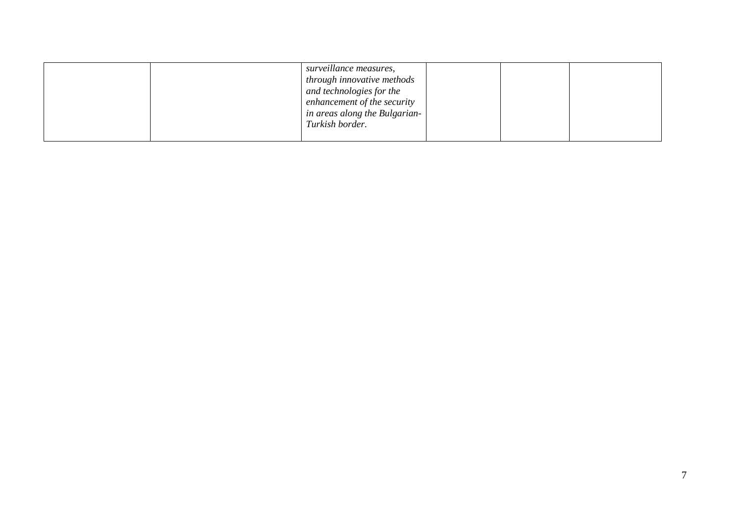| | | | | | |
|---|---|---|---|---|---|
| | | *surveillance measures, through innovative methods and technologies for the enhancement of the security in areas along the Bulgarian-Turkish border.* | | | |